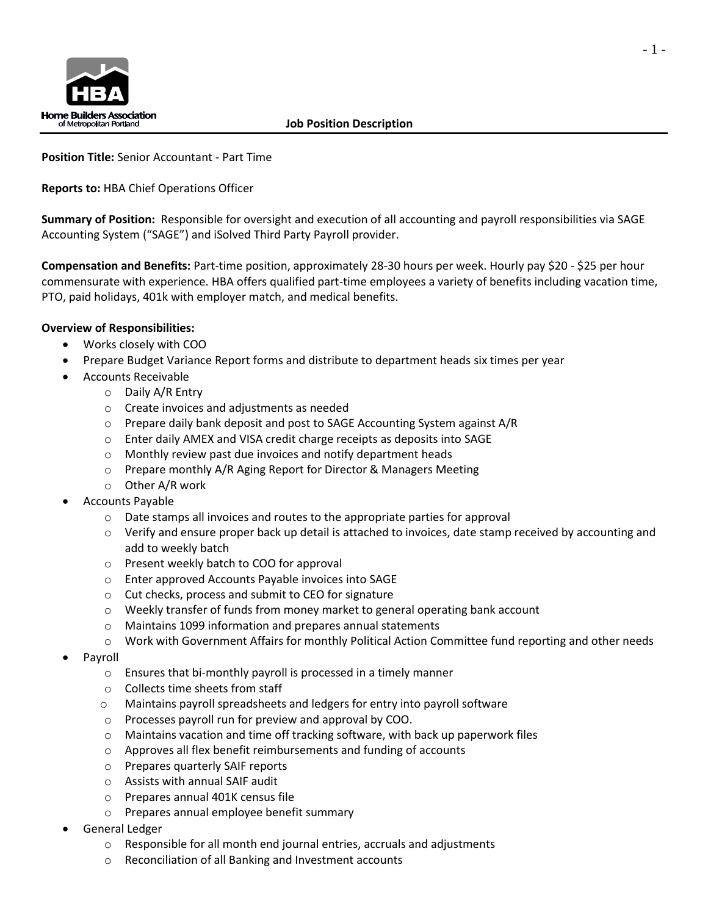Home Builders Association of Metropolitan Portland

**Job Position Description**

**Position Title:** Senior Accountant - Part Time

**Reports to:** HBA Chief Operations Officer

**Summary of Position:** Responsible for oversight and execution of all accounting and payroll responsibilities via SAGE Accounting System ("SAGE") and iSolved Third Party Payroll provider.

**Compensation and Benefits:** Part-time position, approximately 28-30 hours per week. Hourly pay $20 - $25 per hour commensurate with experience. HBA offers qualified part-time employees a variety of benefits including vacation time, PTO, paid holidays, 401k with employer match, and medical benefits.

**Overview of Responsibilities:**

- Works closely with COO
- Prepare Budget Variance Report forms and distribute to department heads six times per year
- Accounts Receivable
    - Daily A/R Entry
    - Create invoices and adjustments as needed
    - Prepare daily bank deposit and post to SAGE Accounting System against A/R
    - Enter daily AMEX and VISA credit charge receipts as deposits into SAGE
    - Monthly review past due invoices and notify department heads
    - Prepare monthly A/R Aging Report for Director & Managers Meeting
    - Other A/R work
- Accounts Payable
    - Date stamps all invoices and routes to the appropriate parties for approval
    - Verify and ensure proper back up detail is attached to invoices, date stamp received by accounting and add to weekly batch
    - Present weekly batch to COO for approval
    - Enter approved Accounts Payable invoices into SAGE
    - Cut checks, process and submit to CEO for signature
    - Weekly transfer of funds from money market to general operating bank account
    - Maintains 1099 information and prepares annual statements
    - Work with Government Affairs for monthly Political Action Committee fund reporting and other needs
- Payroll
    - Ensures that bi-monthly payroll is processed in a timely manner
    - Collects time sheets from staff
    - Maintains payroll spreadsheets and ledgers for entry into payroll software
    - Processes payroll run for preview and approval by COO.
    - Maintains vacation and time off tracking software, with back up paperwork files
    - Approves all flex benefit reimbursements and funding of accounts
    - Prepares quarterly SAIF reports
    - Assists with annual SAIF audit
    - Prepares annual 401K census file
    - Prepares annual employee benefit summary
- General Ledger
    - Responsible for all month end journal entries, accruals and adjustments
    - Reconciliation of all Banking and Investment accounts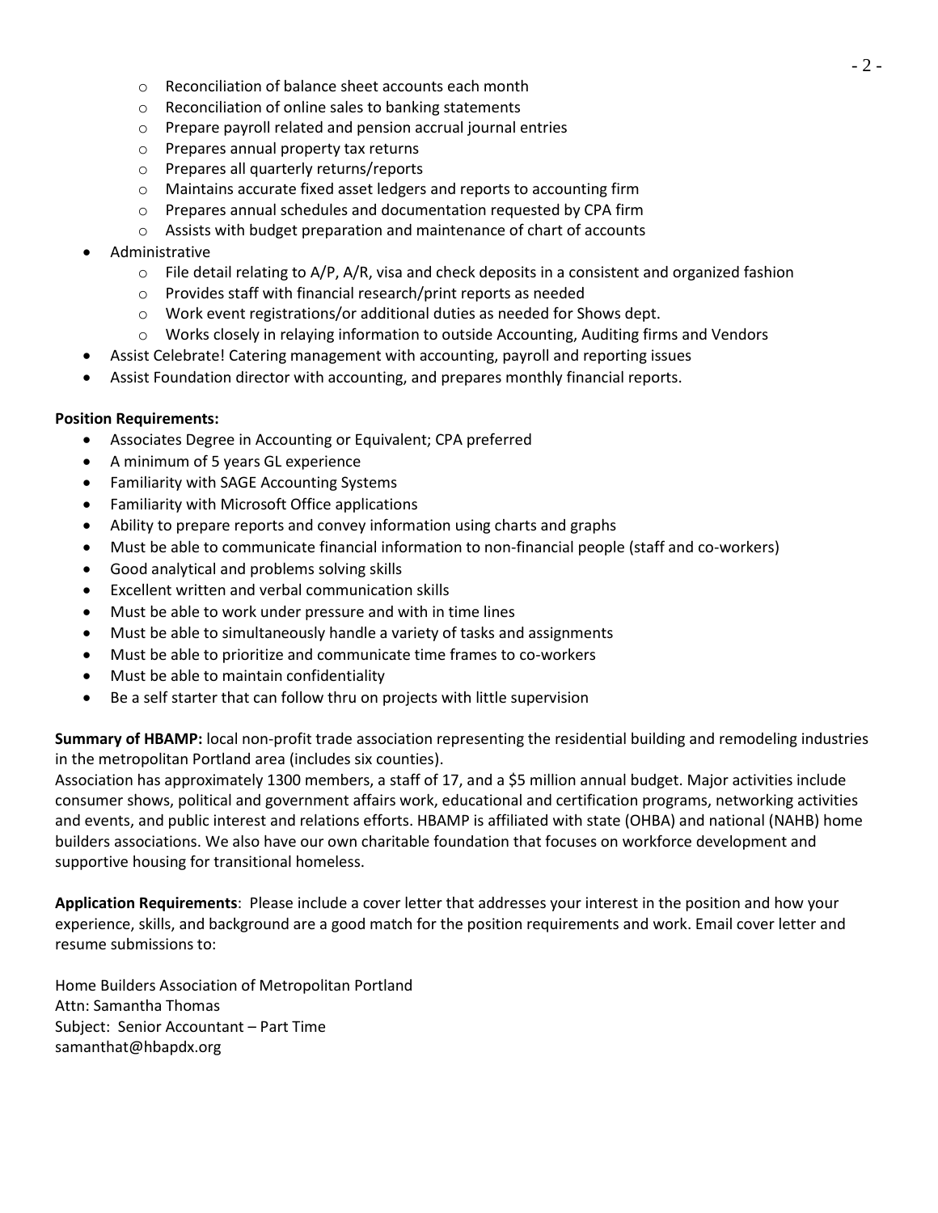- Reconciliation of balance sheet accounts each month
  - Reconciliation of online sales to banking statements
  - Prepare payroll related and pension accrual journal entries
  - Prepares annual property tax returns
  - Prepares all quarterly returns/reports
  - Maintains accurate fixed asset ledgers and reports to accounting firm
  - Prepares annual schedules and documentation requested by CPA firm
  - Assists with budget preparation and maintenance of chart of accounts
- Administrative
  - File detail relating to A/P, A/R, visa and check deposits in a consistent and organized fashion
  - Provides staff with financial research/print reports as needed
  - Work event registrations/or additional duties as needed for Shows dept.
  - Works closely in relaying information to outside Accounting, Auditing firms and Vendors
- Assist Celebrate! Catering management with accounting, payroll and reporting issues
- Assist Foundation director with accounting, and prepares monthly financial reports.

**Position Requirements:**

- Associates Degree in Accounting or Equivalent; CPA preferred
- A minimum of 5 years GL experience
- Familiarity with SAGE Accounting Systems
- Familiarity with Microsoft Office applications
- Ability to prepare reports and convey information using charts and graphs
- Must be able to communicate financial information to non-financial people (staff and co-workers)
- Good analytical and problems solving skills
- Excellent written and verbal communication skills
- Must be able to work under pressure and with in time lines
- Must be able to simultaneously handle a variety of tasks and assignments
- Must be able to prioritize and communicate time frames to co-workers
- Must be able to maintain confidentiality
- Be a self starter that can follow thru on projects with little supervision

**Summary of HBAMP:** local non-profit trade association representing the residential building and remodeling industries in the metropolitan Portland area (includes six counties).
Association has approximately 1300 members, a staff of 17, and a $5 million annual budget. Major activities include consumer shows, political and government affairs work, educational and certification programs, networking activities and events, and public interest and relations efforts. HBAMP is affiliated with state (OHBA) and national (NAHB) home builders associations. We also have our own charitable foundation that focuses on workforce development and supportive housing for transitional homeless.

**Application Requirements**: Please include a cover letter that addresses your interest in the position and how your experience, skills, and background are a good match for the position requirements and work. Email cover letter and resume submissions to:

Home Builders Association of Metropolitan Portland
Attn: Samantha Thomas
Subject: Senior Accountant – Part Time
samanthat@hbapdx.org